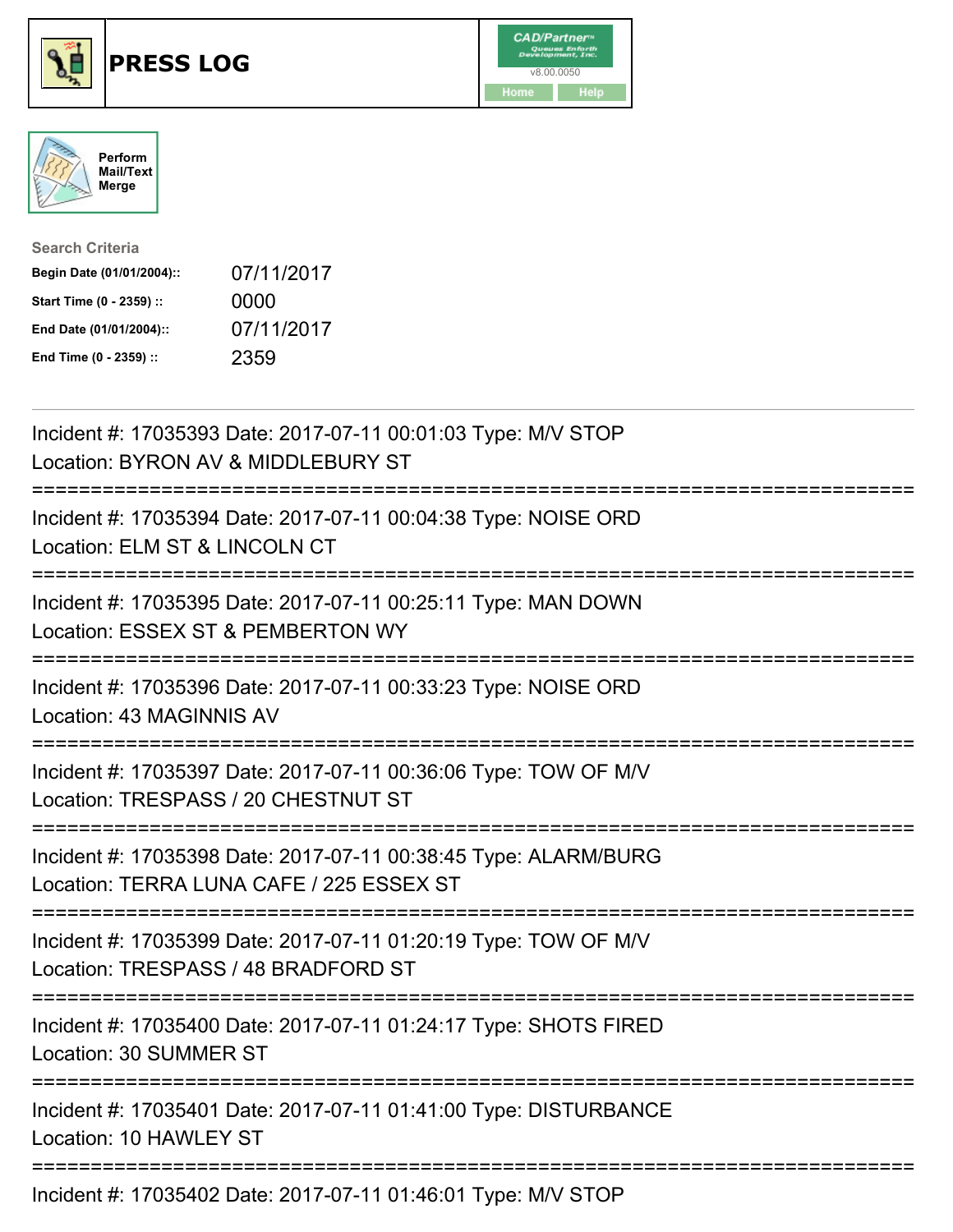# PRESS LOG

CAD/Partner
v8.00.0050
Home Help

Perform Mail/Text Merge

**Search Criteria**

| | |
|---|---|
| **Begin Date (01/01/2004)::** | 07/11/2017 |
| **Start Time (0 - 2359) ::** | 0000 |
| **End Date (01/01/2004)::** | 07/11/2017 |
| **End Time (0 - 2359) ::** | 2359 |

---

Incident #: 17035393 Date: 2017-07-11 00:01:03 Type: M/V STOP
Location: BYRON AV & MIDDLEBURY ST

===========================================================================

Incident #: 17035394 Date: 2017-07-11 00:04:38 Type: NOISE ORD
Location: ELM ST & LINCOLN CT

===========================================================================

Incident #: 17035395 Date: 2017-07-11 00:25:11 Type: MAN DOWN
Location: ESSEX ST & PEMBERTON WY

===========================================================================

Incident #: 17035396 Date: 2017-07-11 00:33:23 Type: NOISE ORD
Location: 43 MAGINNIS AV

===========================================================================

Incident #: 17035397 Date: 2017-07-11 00:36:06 Type: TOW OF M/V
Location: TRESPASS / 20 CHESTNUT ST

===========================================================================

Incident #: 17035398 Date: 2017-07-11 00:38:45 Type: ALARM/BURG
Location: TERRA LUNA CAFE / 225 ESSEX ST

===========================================================================

Incident #: 17035399 Date: 2017-07-11 01:20:19 Type: TOW OF M/V
Location: TRESPASS / 48 BRADFORD ST

===========================================================================

Incident #: 17035400 Date: 2017-07-11 01:24:17 Type: SHOTS FIRED
Location: 30 SUMMER ST

===========================================================================

Incident #: 17035401 Date: 2017-07-11 01:41:00 Type: DISTURBANCE
Location: 10 HAWLEY ST

===========================================================================

Incident #: 17035402 Date: 2017-07-11 01:46:01 Type: M/V STOP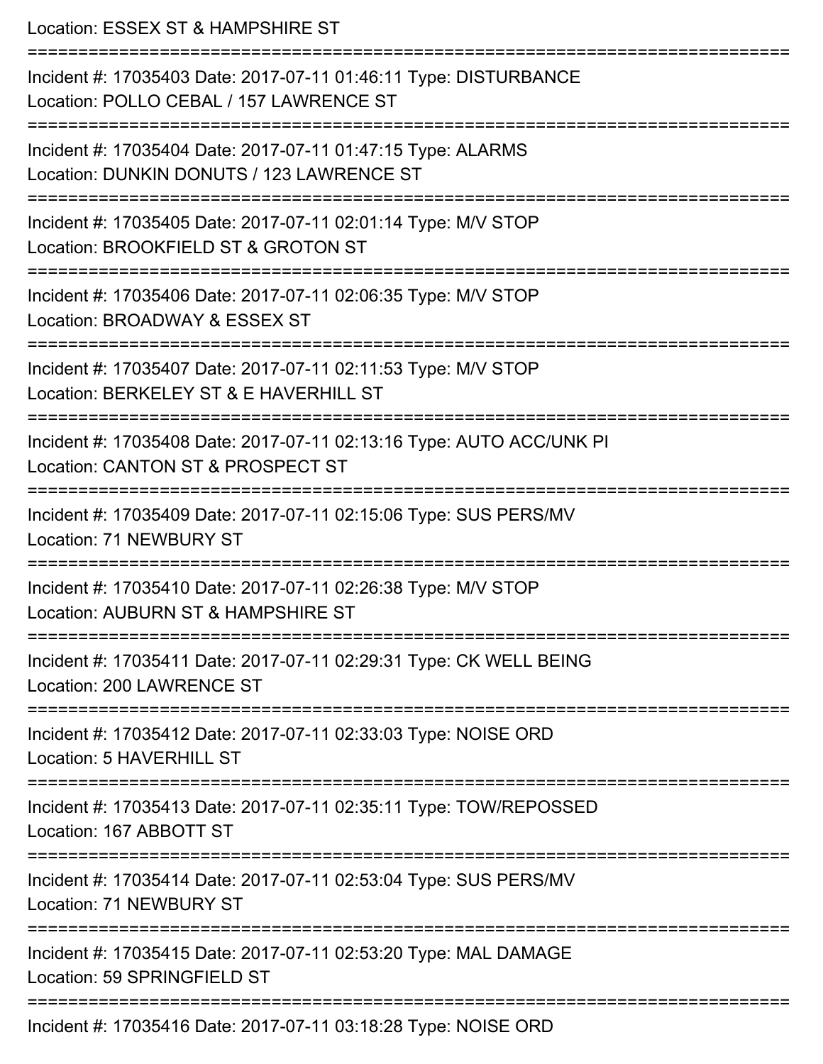Location: ESSEX ST & HAMPSHIRE ST

===========================================================================

Incident #: 17035403 Date: 2017-07-11 01:46:11 Type: DISTURBANCE
Location: POLLO CEBAL / 157 LAWRENCE ST

===========================================================================

Incident #: 17035404 Date: 2017-07-11 01:47:15 Type: ALARMS
Location: DUNKIN DONUTS / 123 LAWRENCE ST

===========================================================================

Incident #: 17035405 Date: 2017-07-11 02:01:14 Type: M/V STOP
Location: BROOKFIELD ST & GROTON ST

===========================================================================

Incident #: 17035406 Date: 2017-07-11 02:06:35 Type: M/V STOP
Location: BROADWAY & ESSEX ST

===========================================================================

Incident #: 17035407 Date: 2017-07-11 02:11:53 Type: M/V STOP
Location: BERKELEY ST & E HAVERHILL ST

===========================================================================

Incident #: 17035408 Date: 2017-07-11 02:13:16 Type: AUTO ACC/UNK PI
Location: CANTON ST & PROSPECT ST

===========================================================================

Incident #: 17035409 Date: 2017-07-11 02:15:06 Type: SUS PERS/MV
Location: 71 NEWBURY ST

===========================================================================

Incident #: 17035410 Date: 2017-07-11 02:26:38 Type: M/V STOP
Location: AUBURN ST & HAMPSHIRE ST

===========================================================================

Incident #: 17035411 Date: 2017-07-11 02:29:31 Type: CK WELL BEING
Location: 200 LAWRENCE ST

===========================================================================

Incident #: 17035412 Date: 2017-07-11 02:33:03 Type: NOISE ORD
Location: 5 HAVERHILL ST

===========================================================================

Incident #: 17035413 Date: 2017-07-11 02:35:11 Type: TOW/REPOSSED
Location: 167 ABBOTT ST

===========================================================================

Incident #: 17035414 Date: 2017-07-11 02:53:04 Type: SUS PERS/MV
Location: 71 NEWBURY ST

===========================================================================

Incident #: 17035415 Date: 2017-07-11 02:53:20 Type: MAL DAMAGE
Location: 59 SPRINGFIELD ST

===========================================================================

Incident #: 17035416 Date: 2017-07-11 03:18:28 Type: NOISE ORD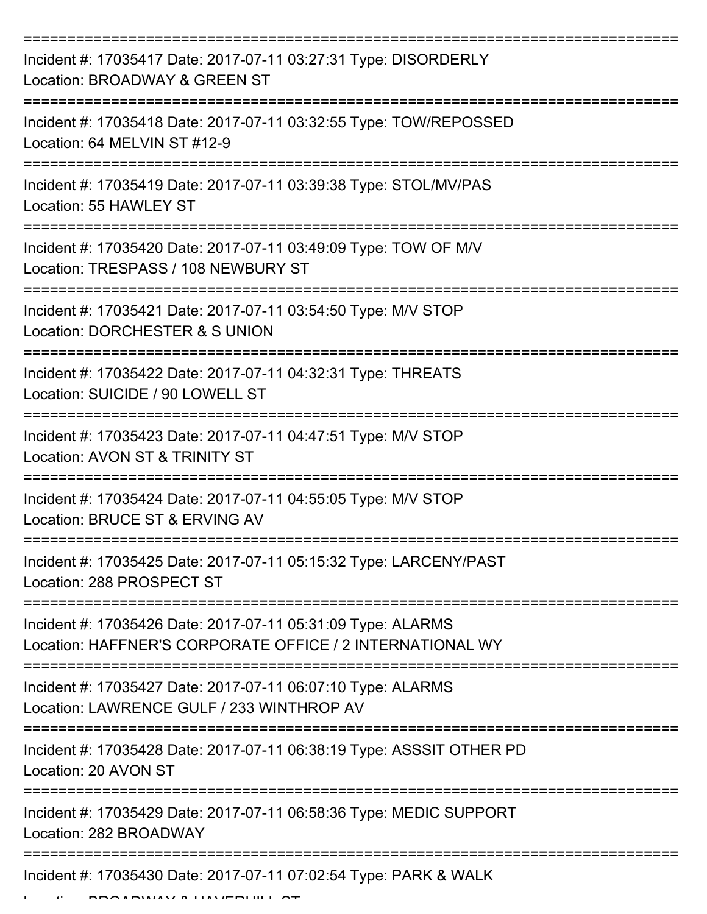===========================================================================

Incident #: 17035417 Date: 2017-07-11 03:27:31 Type: DISORDERLY
Location: BROADWAY & GREEN ST

===========================================================================

Incident #: 17035418 Date: 2017-07-11 03:32:55 Type: TOW/REPOSSED
Location: 64 MELVIN ST #12-9

===========================================================================

Incident #: 17035419 Date: 2017-07-11 03:39:38 Type: STOL/MV/PAS
Location: 55 HAWLEY ST

===========================================================================

Incident #: 17035420 Date: 2017-07-11 03:49:09 Type: TOW OF M/V
Location: TRESPASS / 108 NEWBURY ST

===========================================================================

Incident #: 17035421 Date: 2017-07-11 03:54:50 Type: M/V STOP
Location: DORCHESTER & S UNION

===========================================================================

Incident #: 17035422 Date: 2017-07-11 04:32:31 Type: THREATS
Location: SUICIDE / 90 LOWELL ST

===========================================================================

Incident #: 17035423 Date: 2017-07-11 04:47:51 Type: M/V STOP
Location: AVON ST & TRINITY ST

===========================================================================

Incident #: 17035424 Date: 2017-07-11 04:55:05 Type: M/V STOP
Location: BRUCE ST & ERVING AV

===========================================================================

Incident #: 17035425 Date: 2017-07-11 05:15:32 Type: LARCENY/PAST
Location: 288 PROSPECT ST

===========================================================================

Incident #: 17035426 Date: 2017-07-11 05:31:09 Type: ALARMS
Location: HAFFNER'S CORPORATE OFFICE / 2 INTERNATIONAL WY

===========================================================================

Incident #: 17035427 Date: 2017-07-11 06:07:10 Type: ALARMS
Location: LAWRENCE GULF / 233 WINTHROP AV

===========================================================================

Incident #: 17035428 Date: 2017-07-11 06:38:19 Type: ASSSIT OTHER PD
Location: 20 AVON ST

===========================================================================

Incident #: 17035429 Date: 2017-07-11 06:58:36 Type: MEDIC SUPPORT
Location: 282 BROADWAY

===========================================================================

Incident #: 17035430 Date: 2017-07-11 07:02:54 Type: PARK & WALK
Location: BROADWAY & HAVERHILL ST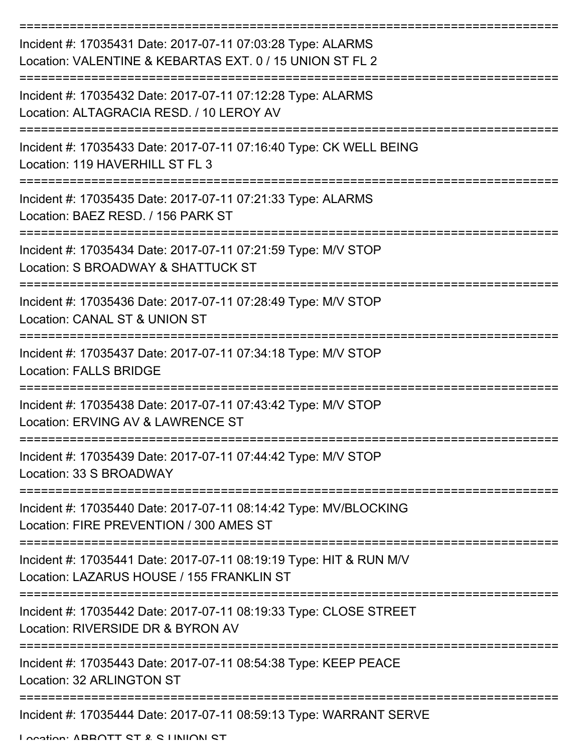Incident #: 17035431 Date: 2017-07-11 07:03:28 Type: ALARMS
Location: VALENTINE & KEBARTAS EXT. 0 / 15 UNION ST FL 2

Incident #: 17035432 Date: 2017-07-11 07:12:28 Type: ALARMS
Location: ALTAGRACIA RESD. / 10 LEROY AV

Incident #: 17035433 Date: 2017-07-11 07:16:40 Type: CK WELL BEING
Location: 119 HAVERHILL ST FL 3

Incident #: 17035435 Date: 2017-07-11 07:21:33 Type: ALARMS
Location: BAEZ RESD. / 156 PARK ST

Incident #: 17035434 Date: 2017-07-11 07:21:59 Type: M/V STOP
Location: S BROADWAY & SHATTUCK ST

Incident #: 17035436 Date: 2017-07-11 07:28:49 Type: M/V STOP
Location: CANAL ST & UNION ST

Incident #: 17035437 Date: 2017-07-11 07:34:18 Type: M/V STOP
Location: FALLS BRIDGE

Incident #: 17035438 Date: 2017-07-11 07:43:42 Type: M/V STOP
Location: ERVING AV & LAWRENCE ST

Incident #: 17035439 Date: 2017-07-11 07:44:42 Type: M/V STOP
Location: 33 S BROADWAY

Incident #: 17035440 Date: 2017-07-11 08:14:42 Type: MV/BLOCKING
Location: FIRE PREVENTION / 300 AMES ST

Incident #: 17035441 Date: 2017-07-11 08:19:19 Type: HIT & RUN M/V
Location: LAZARUS HOUSE / 155 FRANKLIN ST

Incident #: 17035442 Date: 2017-07-11 08:19:33 Type: CLOSE STREET
Location: RIVERSIDE DR & BYRON AV

Incident #: 17035443 Date: 2017-07-11 08:54:38 Type: KEEP PEACE
Location: 32 ARLINGTON ST

Incident #: 17035444 Date: 2017-07-11 08:59:13 Type: WARRANT SERVE
Location: ABBOTT ST & S UNION ST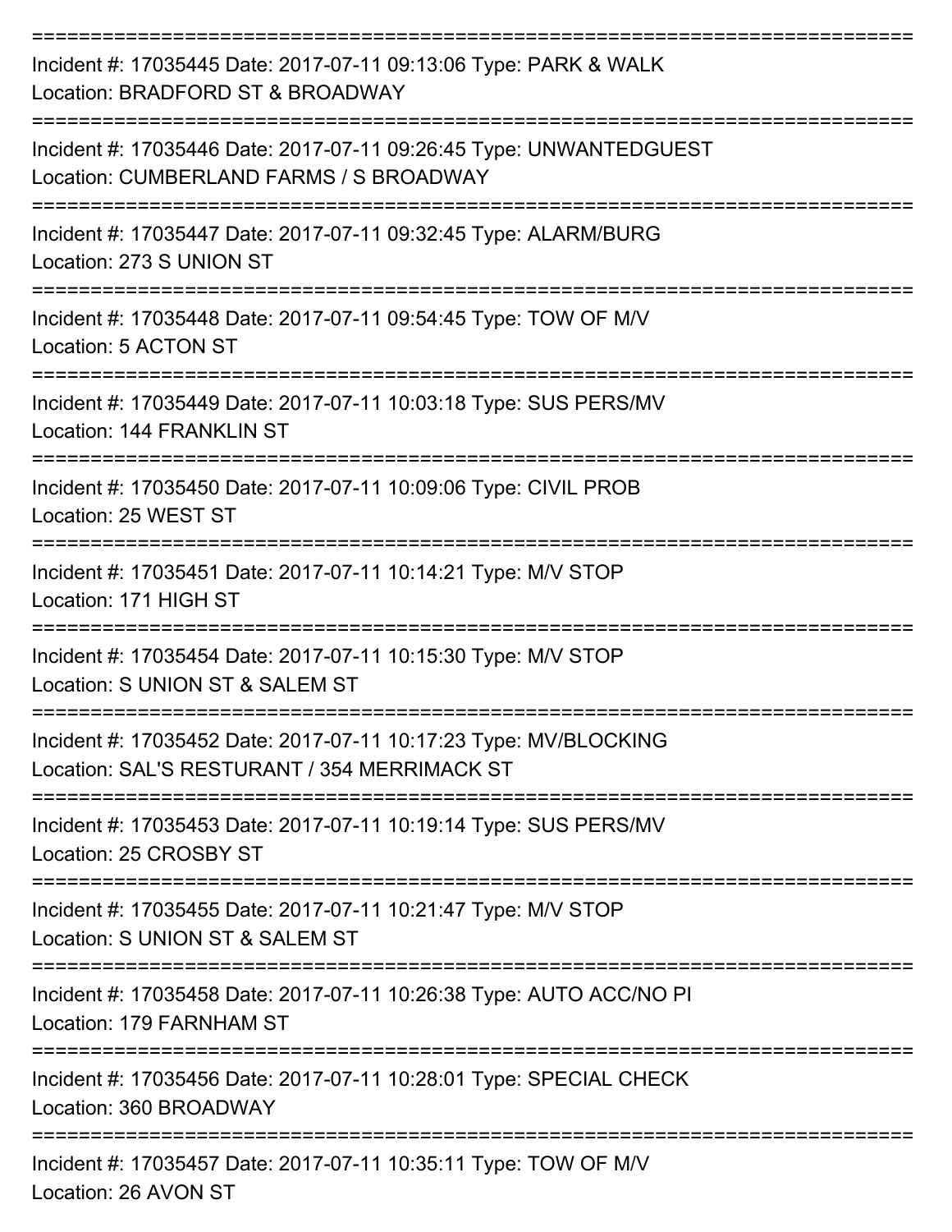===========================================================================

Incident #: 17035445 Date: 2017-07-11 09:13:06 Type: PARK & WALK
Location: BRADFORD ST & BROADWAY

===========================================================================

Incident #: 17035446 Date: 2017-07-11 09:26:45 Type: UNWANTEDGUEST
Location: CUMBERLAND FARMS / S BROADWAY

===========================================================================

Incident #: 17035447 Date: 2017-07-11 09:32:45 Type: ALARM/BURG
Location: 273 S UNION ST

===========================================================================

Incident #: 17035448 Date: 2017-07-11 09:54:45 Type: TOW OF M/V
Location: 5 ACTON ST

===========================================================================

Incident #: 17035449 Date: 2017-07-11 10:03:18 Type: SUS PERS/MV
Location: 144 FRANKLIN ST

===========================================================================

Incident #: 17035450 Date: 2017-07-11 10:09:06 Type: CIVIL PROB
Location: 25 WEST ST

===========================================================================

Incident #: 17035451 Date: 2017-07-11 10:14:21 Type: M/V STOP
Location: 171 HIGH ST

===========================================================================

Incident #: 17035454 Date: 2017-07-11 10:15:30 Type: M/V STOP
Location: S UNION ST & SALEM ST

===========================================================================

Incident #: 17035452 Date: 2017-07-11 10:17:23 Type: MV/BLOCKING
Location: SAL'S RESTURANT / 354 MERRIMACK ST

===========================================================================

Incident #: 17035453 Date: 2017-07-11 10:19:14 Type: SUS PERS/MV
Location: 25 CROSBY ST

===========================================================================

Incident #: 17035455 Date: 2017-07-11 10:21:47 Type: M/V STOP
Location: S UNION ST & SALEM ST

===========================================================================

Incident #: 17035458 Date: 2017-07-11 10:26:38 Type: AUTO ACC/NO PI
Location: 179 FARNHAM ST

===========================================================================

Incident #: 17035456 Date: 2017-07-11 10:28:01 Type: SPECIAL CHECK
Location: 360 BROADWAY

===========================================================================

Incident #: 17035457 Date: 2017-07-11 10:35:11 Type: TOW OF M/V
Location: 26 AVON ST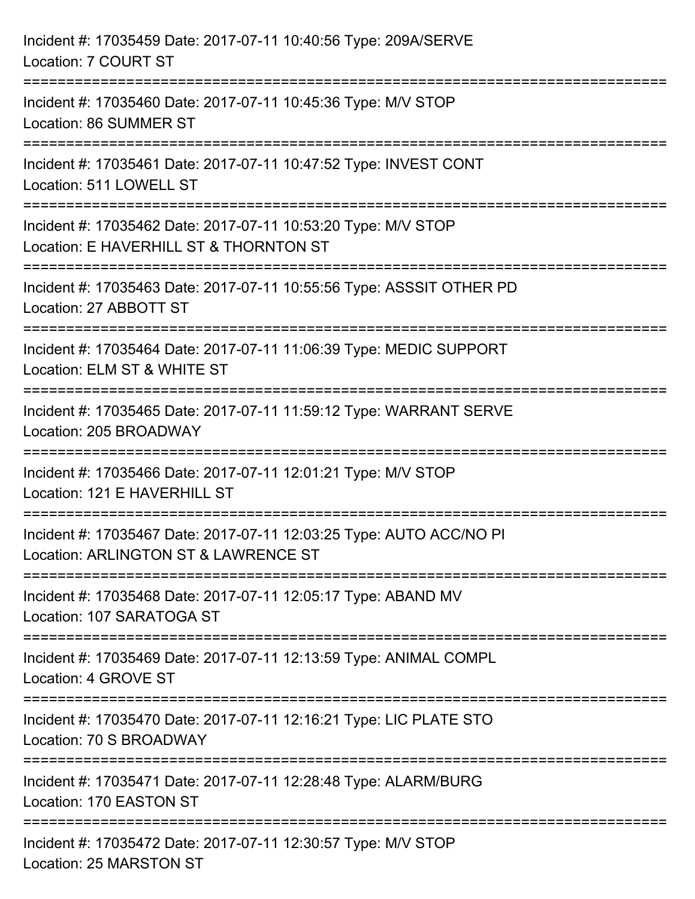Incident #: 17035459 Date: 2017-07-11 10:40:56 Type: 209A/SERVE
Location: 7 COURT ST

===========================================================================

Incident #: 17035460 Date: 2017-07-11 10:45:36 Type: M/V STOP
Location: 86 SUMMER ST

===========================================================================

Incident #: 17035461 Date: 2017-07-11 10:47:52 Type: INVEST CONT
Location: 511 LOWELL ST

===========================================================================

Incident #: 17035462 Date: 2017-07-11 10:53:20 Type: M/V STOP
Location: E HAVERHILL ST & THORNTON ST

===========================================================================

Incident #: 17035463 Date: 2017-07-11 10:55:56 Type: ASSSIT OTHER PD
Location: 27 ABBOTT ST

===========================================================================

Incident #: 17035464 Date: 2017-07-11 11:06:39 Type: MEDIC SUPPORT
Location: ELM ST & WHITE ST

===========================================================================

Incident #: 17035465 Date: 2017-07-11 11:59:12 Type: WARRANT SERVE
Location: 205 BROADWAY

===========================================================================

Incident #: 17035466 Date: 2017-07-11 12:01:21 Type: M/V STOP
Location: 121 E HAVERHILL ST

===========================================================================

Incident #: 17035467 Date: 2017-07-11 12:03:25 Type: AUTO ACC/NO PI
Location: ARLINGTON ST & LAWRENCE ST

===========================================================================

Incident #: 17035468 Date: 2017-07-11 12:05:17 Type: ABAND MV
Location: 107 SARATOGA ST

===========================================================================

Incident #: 17035469 Date: 2017-07-11 12:13:59 Type: ANIMAL COMPL
Location: 4 GROVE ST

===========================================================================

Incident #: 17035470 Date: 2017-07-11 12:16:21 Type: LIC PLATE STO
Location: 70 S BROADWAY

===========================================================================

Incident #: 17035471 Date: 2017-07-11 12:28:48 Type: ALARM/BURG
Location: 170 EASTON ST

===========================================================================

Incident #: 17035472 Date: 2017-07-11 12:30:57 Type: M/V STOP
Location: 25 MARSTON ST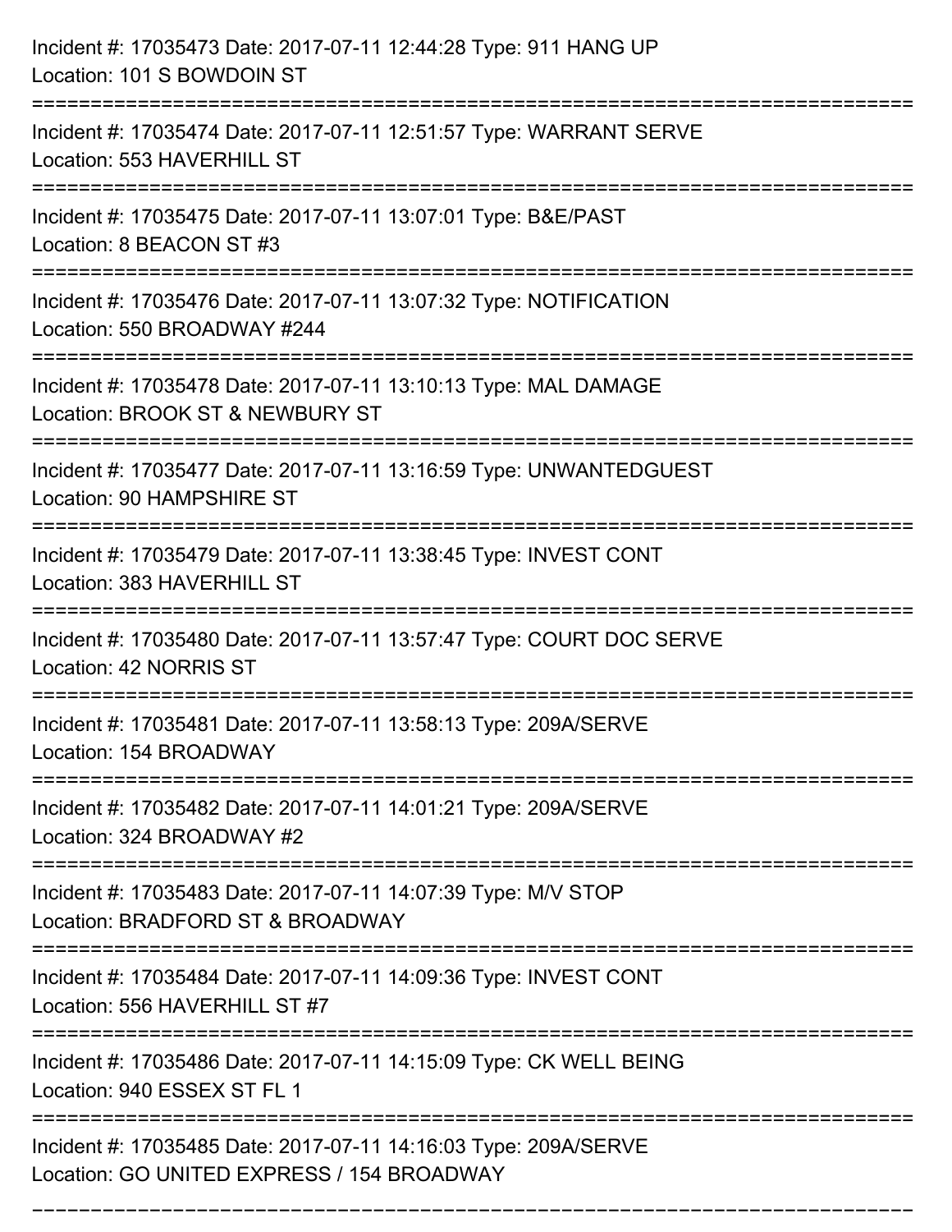Incident #: 17035473 Date: 2017-07-11 12:44:28 Type: 911 HANG UP
Location: 101 S BOWDOIN ST

===========================================================================

Incident #: 17035474 Date: 2017-07-11 12:51:57 Type: WARRANT SERVE
Location: 553 HAVERHILL ST

===========================================================================

Incident #: 17035475 Date: 2017-07-11 13:07:01 Type: B&E/PAST
Location: 8 BEACON ST #3

===========================================================================

Incident #: 17035476 Date: 2017-07-11 13:07:32 Type: NOTIFICATION
Location: 550 BROADWAY #244

===========================================================================

Incident #: 17035478 Date: 2017-07-11 13:10:13 Type: MAL DAMAGE
Location: BROOK ST & NEWBURY ST

===========================================================================

Incident #: 17035477 Date: 2017-07-11 13:16:59 Type: UNWANTEDGUEST
Location: 90 HAMPSHIRE ST

===========================================================================

Incident #: 17035479 Date: 2017-07-11 13:38:45 Type: INVEST CONT
Location: 383 HAVERHILL ST

===========================================================================

Incident #: 17035480 Date: 2017-07-11 13:57:47 Type: COURT DOC SERVE
Location: 42 NORRIS ST

===========================================================================

Incident #: 17035481 Date: 2017-07-11 13:58:13 Type: 209A/SERVE
Location: 154 BROADWAY

===========================================================================

Incident #: 17035482 Date: 2017-07-11 14:01:21 Type: 209A/SERVE
Location: 324 BROADWAY #2

===========================================================================

Incident #: 17035483 Date: 2017-07-11 14:07:39 Type: M/V STOP
Location: BRADFORD ST & BROADWAY

===========================================================================

Incident #: 17035484 Date: 2017-07-11 14:09:36 Type: INVEST CONT
Location: 556 HAVERHILL ST #7

===========================================================================

Incident #: 17035486 Date: 2017-07-11 14:15:09 Type: CK WELL BEING
Location: 940 ESSEX ST FL 1

===========================================================================

Incident #: 17035485 Date: 2017-07-11 14:16:03 Type: 209A/SERVE
Location: GO UNITED EXPRESS / 154 BROADWAY

===========================================================================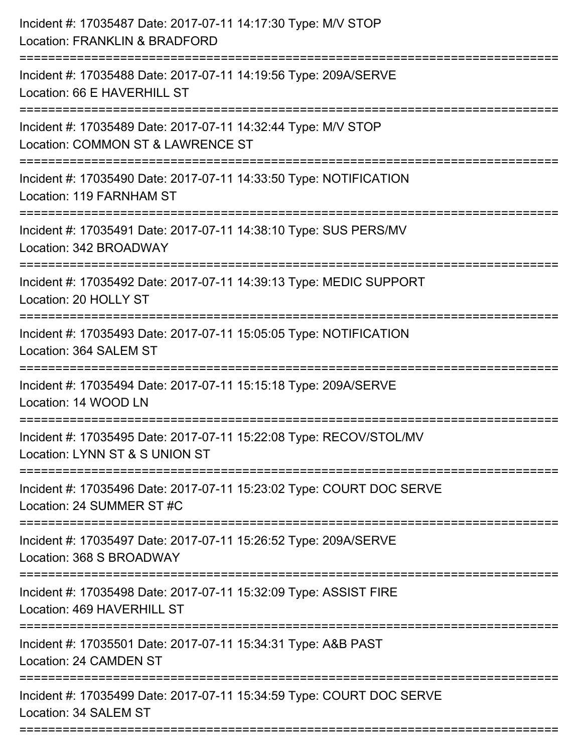Incident #: 17035487 Date: 2017-07-11 14:17:30 Type: M/V STOP
Location: FRANKLIN & BRADFORD

===========================================================================

Incident #: 17035488 Date: 2017-07-11 14:19:56 Type: 209A/SERVE
Location: 66 E HAVERHILL ST

===========================================================================

Incident #: 17035489 Date: 2017-07-11 14:32:44 Type: M/V STOP
Location: COMMON ST & LAWRENCE ST

===========================================================================

Incident #: 17035490 Date: 2017-07-11 14:33:50 Type: NOTIFICATION
Location: 119 FARNHAM ST

===========================================================================

Incident #: 17035491 Date: 2017-07-11 14:38:10 Type: SUS PERS/MV
Location: 342 BROADWAY

===========================================================================

Incident #: 17035492 Date: 2017-07-11 14:39:13 Type: MEDIC SUPPORT
Location: 20 HOLLY ST

===========================================================================

Incident #: 17035493 Date: 2017-07-11 15:05:05 Type: NOTIFICATION
Location: 364 SALEM ST

===========================================================================

Incident #: 17035494 Date: 2017-07-11 15:15:18 Type: 209A/SERVE
Location: 14 WOOD LN

===========================================================================

Incident #: 17035495 Date: 2017-07-11 15:22:08 Type: RECOV/STOL/MV
Location: LYNN ST & S UNION ST

===========================================================================

Incident #: 17035496 Date: 2017-07-11 15:23:02 Type: COURT DOC SERVE
Location: 24 SUMMER ST #C

===========================================================================

Incident #: 17035497 Date: 2017-07-11 15:26:52 Type: 209A/SERVE
Location: 368 S BROADWAY

===========================================================================

Incident #: 17035498 Date: 2017-07-11 15:32:09 Type: ASSIST FIRE
Location: 469 HAVERHILL ST

===========================================================================

Incident #: 17035501 Date: 2017-07-11 15:34:31 Type: A&B PAST
Location: 24 CAMDEN ST

===========================================================================

Incident #: 17035499 Date: 2017-07-11 15:34:59 Type: COURT DOC SERVE
Location: 34 SALEM ST

===========================================================================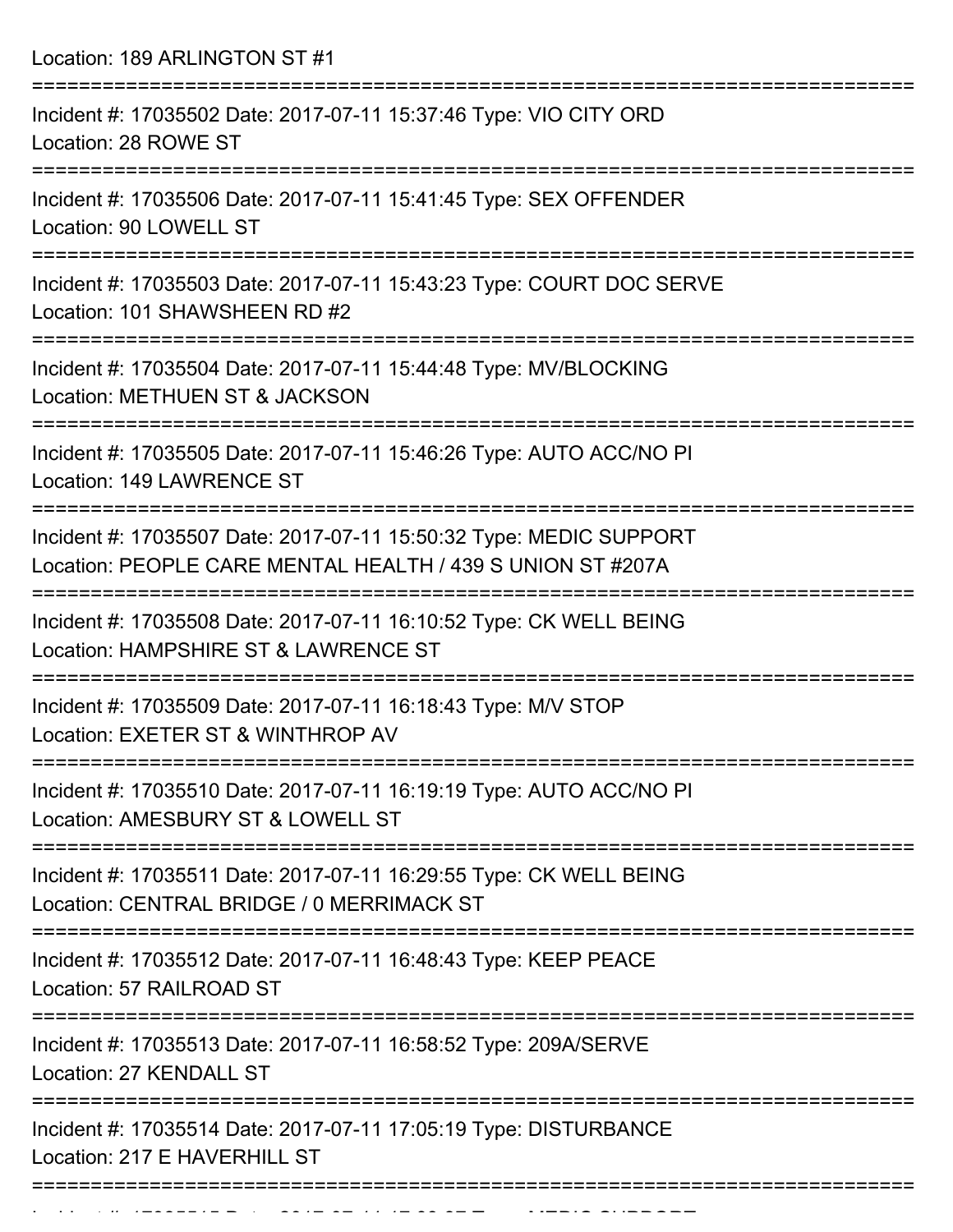Location: 189 ARLINGTON ST #1

===========================================================================

Incident #: 17035502 Date: 2017-07-11 15:37:46 Type: VIO CITY ORD
Location: 28 ROWE ST

===========================================================================

Incident #: 17035506 Date: 2017-07-11 15:41:45 Type: SEX OFFENDER
Location: 90 LOWELL ST

===========================================================================

Incident #: 17035503 Date: 2017-07-11 15:43:23 Type: COURT DOC SERVE
Location: 101 SHAWSHEEN RD #2

===========================================================================

Incident #: 17035504 Date: 2017-07-11 15:44:48 Type: MV/BLOCKING
Location: METHUEN ST & JACKSON

===========================================================================

Incident #: 17035505 Date: 2017-07-11 15:46:26 Type: AUTO ACC/NO PI
Location: 149 LAWRENCE ST

===========================================================================

Incident #: 17035507 Date: 2017-07-11 15:50:32 Type: MEDIC SUPPORT
Location: PEOPLE CARE MENTAL HEALTH / 439 S UNION ST #207A

===========================================================================

Incident #: 17035508 Date: 2017-07-11 16:10:52 Type: CK WELL BEING
Location: HAMPSHIRE ST & LAWRENCE ST

===========================================================================

Incident #: 17035509 Date: 2017-07-11 16:18:43 Type: M/V STOP
Location: EXETER ST & WINTHROP AV

===========================================================================

Incident #: 17035510 Date: 2017-07-11 16:19:19 Type: AUTO ACC/NO PI
Location: AMESBURY ST & LOWELL ST

===========================================================================

Incident #: 17035511 Date: 2017-07-11 16:29:55 Type: CK WELL BEING
Location: CENTRAL BRIDGE / 0 MERRIMACK ST

===========================================================================

Incident #: 17035512 Date: 2017-07-11 16:48:43 Type: KEEP PEACE
Location: 57 RAILROAD ST

===========================================================================

Incident #: 17035513 Date: 2017-07-11 16:58:52 Type: 209A/SERVE
Location: 27 KENDALL ST

===========================================================================

Incident #: 17035514 Date: 2017-07-11 17:05:19 Type: DISTURBANCE
Location: 217 E HAVERHILL ST

===========================================================================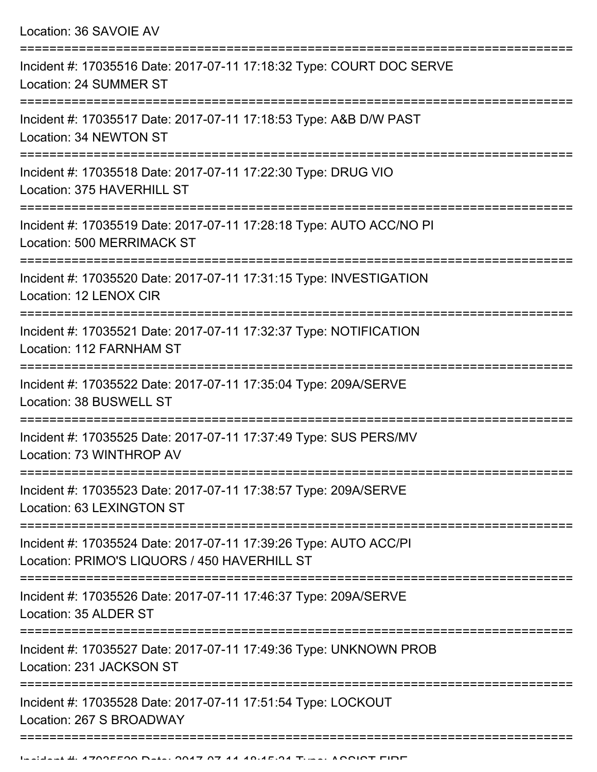Location: 36 SAVOIE AV

===========================================================================

Incident #: 17035516 Date: 2017-07-11 17:18:32 Type: COURT DOC SERVE
Location: 24 SUMMER ST

===========================================================================

Incident #: 17035517 Date: 2017-07-11 17:18:53 Type: A&B D/W PAST
Location: 34 NEWTON ST

===========================================================================

Incident #: 17035518 Date: 2017-07-11 17:22:30 Type: DRUG VIO
Location: 375 HAVERHILL ST

===========================================================================

Incident #: 17035519 Date: 2017-07-11 17:28:18 Type: AUTO ACC/NO PI
Location: 500 MERRIMACK ST

===========================================================================

Incident #: 17035520 Date: 2017-07-11 17:31:15 Type: INVESTIGATION
Location: 12 LENOX CIR

===========================================================================

Incident #: 17035521 Date: 2017-07-11 17:32:37 Type: NOTIFICATION
Location: 112 FARNHAM ST

===========================================================================

Incident #: 17035522 Date: 2017-07-11 17:35:04 Type: 209A/SERVE
Location: 38 BUSWELL ST

===========================================================================

Incident #: 17035525 Date: 2017-07-11 17:37:49 Type: SUS PERS/MV
Location: 73 WINTHROP AV

===========================================================================

Incident #: 17035523 Date: 2017-07-11 17:38:57 Type: 209A/SERVE
Location: 63 LEXINGTON ST

===========================================================================

Incident #: 17035524 Date: 2017-07-11 17:39:26 Type: AUTO ACC/PI
Location: PRIMO'S LIQUORS / 450 HAVERHILL ST

===========================================================================

Incident #: 17035526 Date: 2017-07-11 17:46:37 Type: 209A/SERVE
Location: 35 ALDER ST

===========================================================================

Incident #: 17035527 Date: 2017-07-11 17:49:36 Type: UNKNOWN PROB
Location: 231 JACKSON ST

===========================================================================

Incident #: 17035528 Date: 2017-07-11 17:51:54 Type: LOCKOUT
Location: 267 S BROADWAY

===========================================================================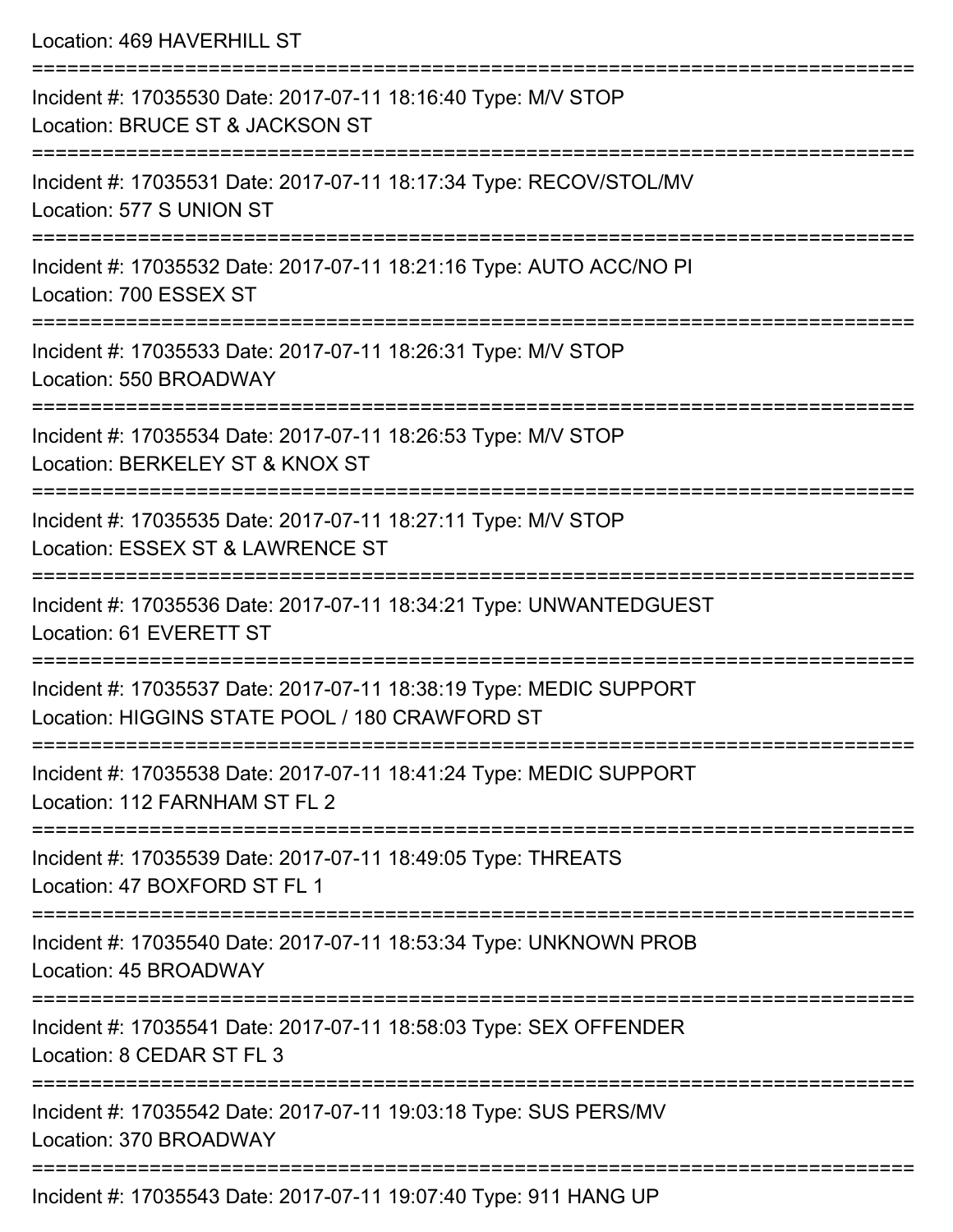Location: 469 HAVERHILL ST

===========================================================================

Incident #: 17035530 Date: 2017-07-11 18:16:40 Type: M/V STOP
Location: BRUCE ST & JACKSON ST

===========================================================================

Incident #: 17035531 Date: 2017-07-11 18:17:34 Type: RECOV/STOL/MV
Location: 577 S UNION ST

===========================================================================

Incident #: 17035532 Date: 2017-07-11 18:21:16 Type: AUTO ACC/NO PI
Location: 700 ESSEX ST

===========================================================================

Incident #: 17035533 Date: 2017-07-11 18:26:31 Type: M/V STOP
Location: 550 BROADWAY

===========================================================================

Incident #: 17035534 Date: 2017-07-11 18:26:53 Type: M/V STOP
Location: BERKELEY ST & KNOX ST

===========================================================================

Incident #: 17035535 Date: 2017-07-11 18:27:11 Type: M/V STOP
Location: ESSEX ST & LAWRENCE ST

===========================================================================

Incident #: 17035536 Date: 2017-07-11 18:34:21 Type: UNWANTEDGUEST
Location: 61 EVERETT ST

===========================================================================

Incident #: 17035537 Date: 2017-07-11 18:38:19 Type: MEDIC SUPPORT
Location: HIGGINS STATE POOL / 180 CRAWFORD ST

===========================================================================

Incident #: 17035538 Date: 2017-07-11 18:41:24 Type: MEDIC SUPPORT
Location: 112 FARNHAM ST FL 2

===========================================================================

Incident #: 17035539 Date: 2017-07-11 18:49:05 Type: THREATS
Location: 47 BOXFORD ST FL 1

===========================================================================

Incident #: 17035540 Date: 2017-07-11 18:53:34 Type: UNKNOWN PROB
Location: 45 BROADWAY

===========================================================================

Incident #: 17035541 Date: 2017-07-11 18:58:03 Type: SEX OFFENDER
Location: 8 CEDAR ST FL 3

===========================================================================

Incident #: 17035542 Date: 2017-07-11 19:03:18 Type: SUS PERS/MV
Location: 370 BROADWAY

===========================================================================

Incident #: 17035543 Date: 2017-07-11 19:07:40 Type: 911 HANG UP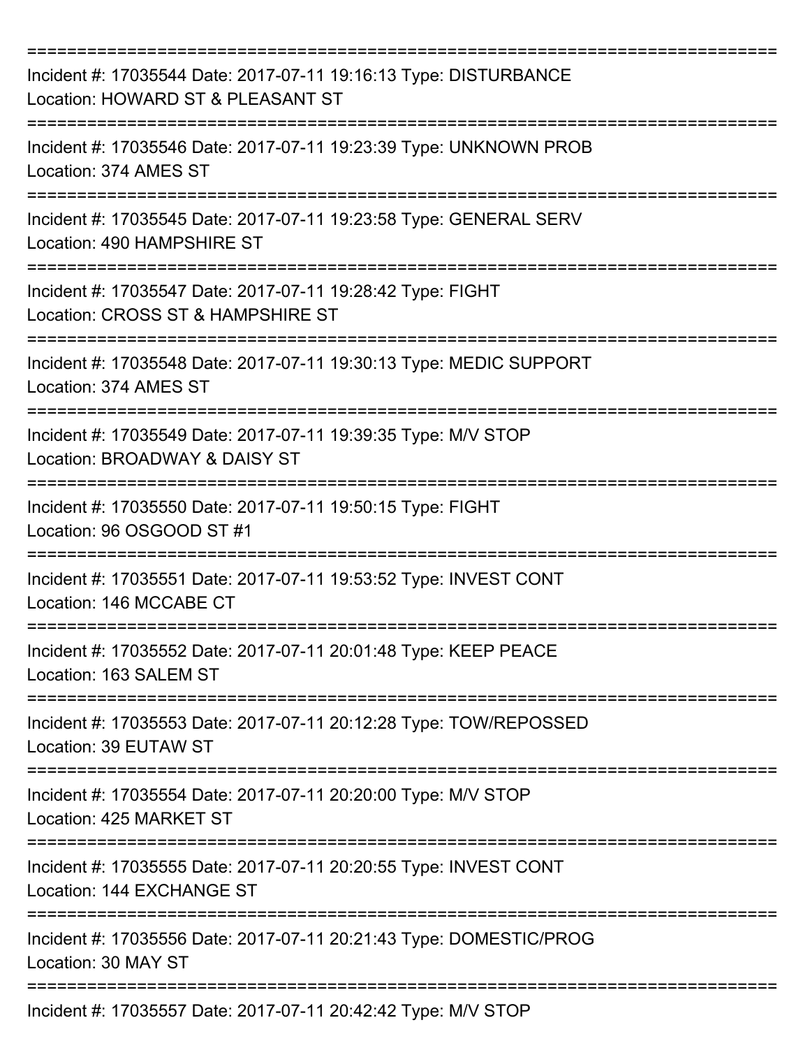==============================================================================
Incident #: 17035544 Date: 2017-07-11 19:16:13 Type: DISTURBANCE
Location: HOWARD ST & PLEASANT ST
==============================================================================
Incident #: 17035546 Date: 2017-07-11 19:23:39 Type: UNKNOWN PROB
Location: 374 AMES ST
==============================================================================
Incident #: 17035545 Date: 2017-07-11 19:23:58 Type: GENERAL SERV
Location: 490 HAMPSHIRE ST
==============================================================================
Incident #: 17035547 Date: 2017-07-11 19:28:42 Type: FIGHT
Location: CROSS ST & HAMPSHIRE ST
==============================================================================
Incident #: 17035548 Date: 2017-07-11 19:30:13 Type: MEDIC SUPPORT
Location: 374 AMES ST
==============================================================================
Incident #: 17035549 Date: 2017-07-11 19:39:35 Type: M/V STOP
Location: BROADWAY & DAISY ST
==============================================================================
Incident #: 17035550 Date: 2017-07-11 19:50:15 Type: FIGHT
Location: 96 OSGOOD ST #1
==============================================================================
Incident #: 17035551 Date: 2017-07-11 19:53:52 Type: INVEST CONT
Location: 146 MCCABE CT
==============================================================================
Incident #: 17035552 Date: 2017-07-11 20:01:48 Type: KEEP PEACE
Location: 163 SALEM ST
==============================================================================
Incident #: 17035553 Date: 2017-07-11 20:12:28 Type: TOW/REPOSSED
Location: 39 EUTAW ST
==============================================================================
Incident #: 17035554 Date: 2017-07-11 20:20:00 Type: M/V STOP
Location: 425 MARKET ST
==============================================================================
Incident #: 17035555 Date: 2017-07-11 20:20:55 Type: INVEST CONT
Location: 144 EXCHANGE ST
==============================================================================
Incident #: 17035556 Date: 2017-07-11 20:21:43 Type: DOMESTIC/PROG
Location: 30 MAY ST
==============================================================================
Incident #: 17035557 Date: 2017-07-11 20:42:42 Type: M/V STOP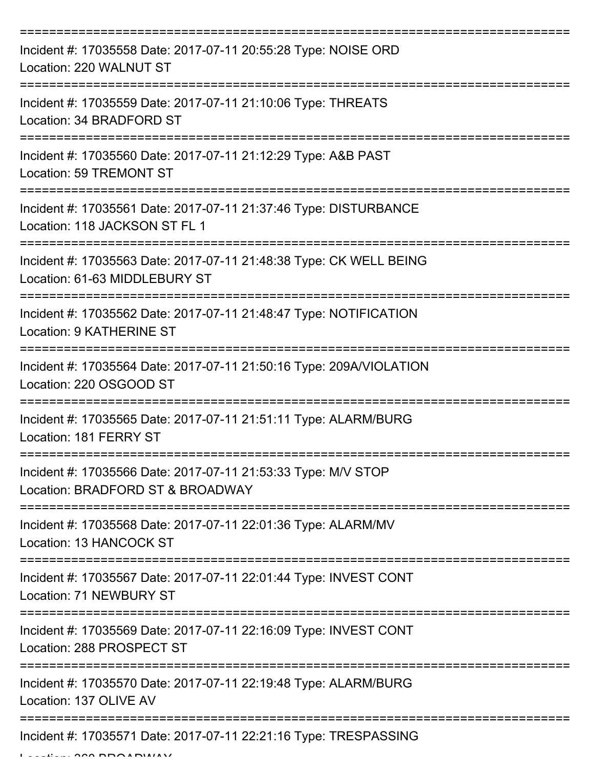===========================================================================
Incident #: 17035558 Date: 2017-07-11 20:55:28 Type: NOISE ORD
Location: 220 WALNUT ST
===========================================================================
Incident #: 17035559 Date: 2017-07-11 21:10:06 Type: THREATS
Location: 34 BRADFORD ST
===========================================================================
Incident #: 17035560 Date: 2017-07-11 21:12:29 Type: A&B PAST
Location: 59 TREMONT ST
===========================================================================
Incident #: 17035561 Date: 2017-07-11 21:37:46 Type: DISTURBANCE
Location: 118 JACKSON ST FL 1
===========================================================================
Incident #: 17035563 Date: 2017-07-11 21:48:38 Type: CK WELL BEING
Location: 61-63 MIDDLEBURY ST
===========================================================================
Incident #: 17035562 Date: 2017-07-11 21:48:47 Type: NOTIFICATION
Location: 9 KATHERINE ST
===========================================================================
Incident #: 17035564 Date: 2017-07-11 21:50:16 Type: 209A/VIOLATION
Location: 220 OSGOOD ST
===========================================================================
Incident #: 17035565 Date: 2017-07-11 21:51:11 Type: ALARM/BURG
Location: 181 FERRY ST
===========================================================================
Incident #: 17035566 Date: 2017-07-11 21:53:33 Type: M/V STOP
Location: BRADFORD ST & BROADWAY
===========================================================================
Incident #: 17035568 Date: 2017-07-11 22:01:36 Type: ALARM/MV
Location: 13 HANCOCK ST
===========================================================================
Incident #: 17035567 Date: 2017-07-11 22:01:44 Type: INVEST CONT
Location: 71 NEWBURY ST
===========================================================================
Incident #: 17035569 Date: 2017-07-11 22:16:09 Type: INVEST CONT
Location: 288 PROSPECT ST
===========================================================================
Incident #: 17035570 Date: 2017-07-11 22:19:48 Type: ALARM/BURG
Location: 137 OLIVE AV
===========================================================================
Incident #: 17035571 Date: 2017-07-11 22:21:16 Type: TRESPASSING
Location: 360 BROADWAY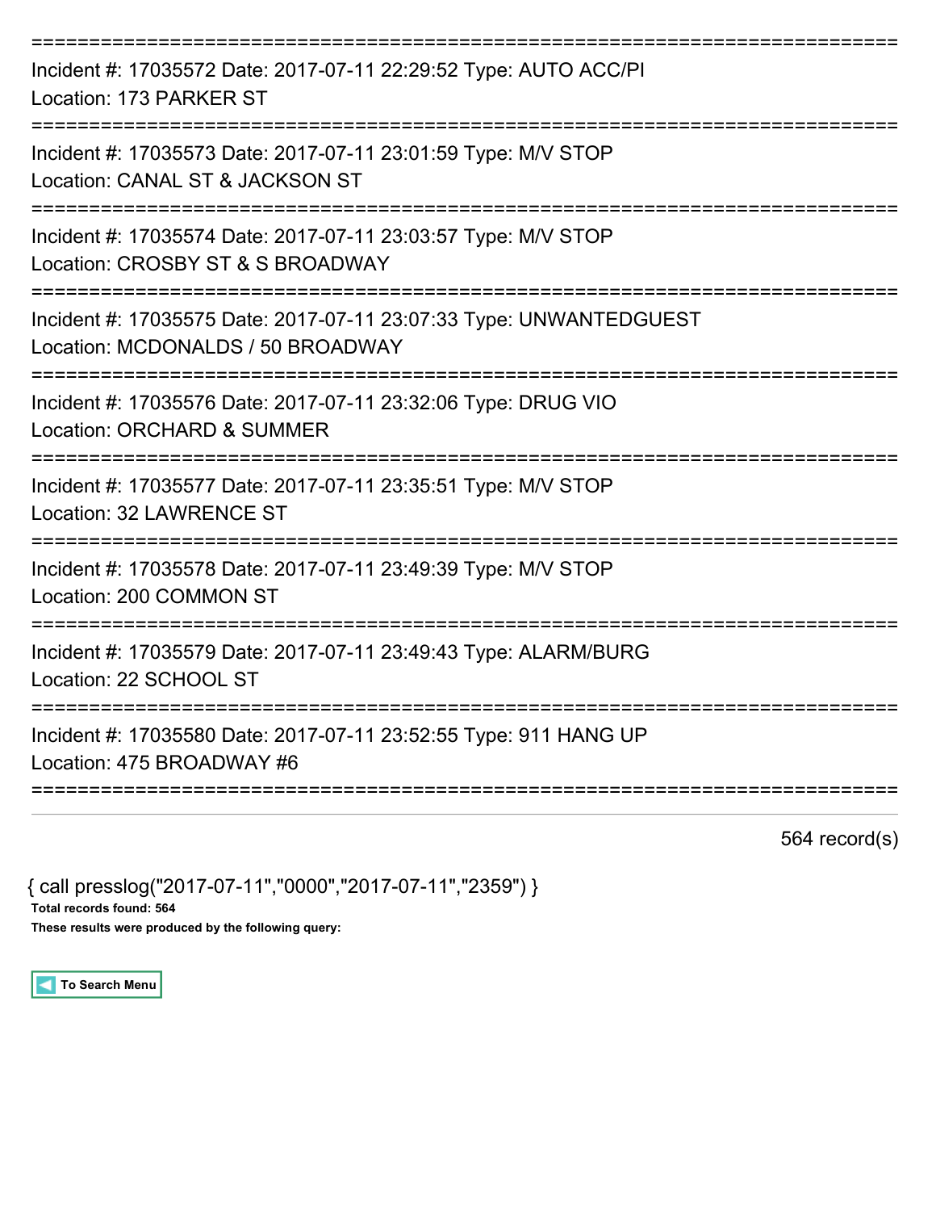===========================================================================

Incident #: 17035572 Date: 2017-07-11 22:29:52 Type: AUTO ACC/PI
Location: 173 PARKER ST

===========================================================================

Incident #: 17035573 Date: 2017-07-11 23:01:59 Type: M/V STOP
Location: CANAL ST & JACKSON ST

===========================================================================

Incident #: 17035574 Date: 2017-07-11 23:03:57 Type: M/V STOP
Location: CROSBY ST & S BROADWAY

===========================================================================

Incident #: 17035575 Date: 2017-07-11 23:07:33 Type: UNWANTEDGUEST
Location: MCDONALDS / 50 BROADWAY

===========================================================================

Incident #: 17035576 Date: 2017-07-11 23:32:06 Type: DRUG VIO
Location: ORCHARD & SUMMER

===========================================================================

Incident #: 17035577 Date: 2017-07-11 23:35:51 Type: M/V STOP
Location: 32 LAWRENCE ST

===========================================================================

Incident #: 17035578 Date: 2017-07-11 23:49:39 Type: M/V STOP
Location: 200 COMMON ST

===========================================================================

Incident #: 17035579 Date: 2017-07-11 23:49:43 Type: ALARM/BURG
Location: 22 SCHOOL ST

===========================================================================

Incident #: 17035580 Date: 2017-07-11 23:52:55 Type: 911 HANG UP
Location: 475 BROADWAY #6

===========================================================================

564 record(s)

{ call presslog("2017-07-11","0000","2017-07-11","2359") }

**Total records found: 564**

**These results were produced by the following query:**

To Search Menu